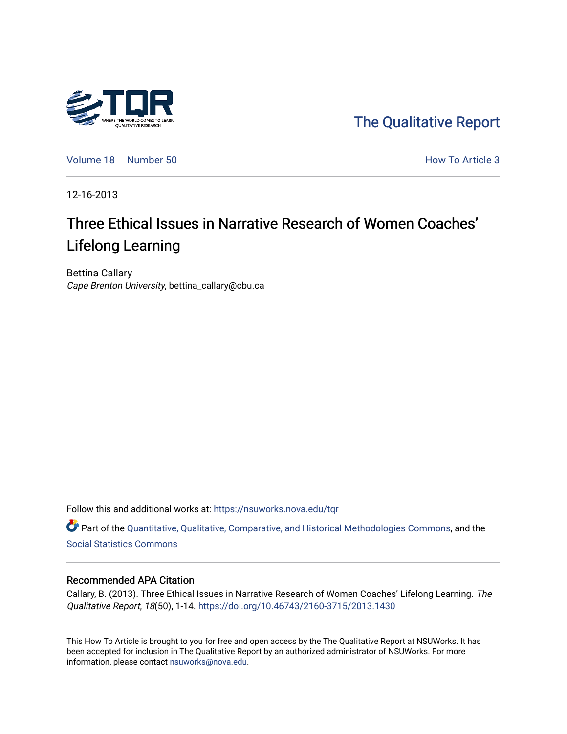The Qualitative Report

Volume 18 | Number 50 | How To Article 3

12-16-2013

# Three Ethical Issues in Narrative Research of Women Coaches' Lifelong Learning

Bettina Callary
*Cape Brenton University*, bettina_callary@cbu.ca

Follow this and additional works at: https://nsuworks.nova.edu/tqr

Part of the Quantitative, Qualitative, Comparative, and Historical Methodologies Commons, and the Social Statistics Commons

### Recommended APA Citation

Callary, B. (2013). Three Ethical Issues in Narrative Research of Women Coaches' Lifelong Learning. *The Qualitative Report*, *18*(50), 1-14. https://doi.org/10.46743/2160-3715/2013.1430

This How To Article is brought to you for free and open access by the The Qualitative Report at NSUWorks. It has been accepted for inclusion in The Qualitative Report by an authorized administrator of NSUWorks. For more information, please contact nsuworks@nova.edu.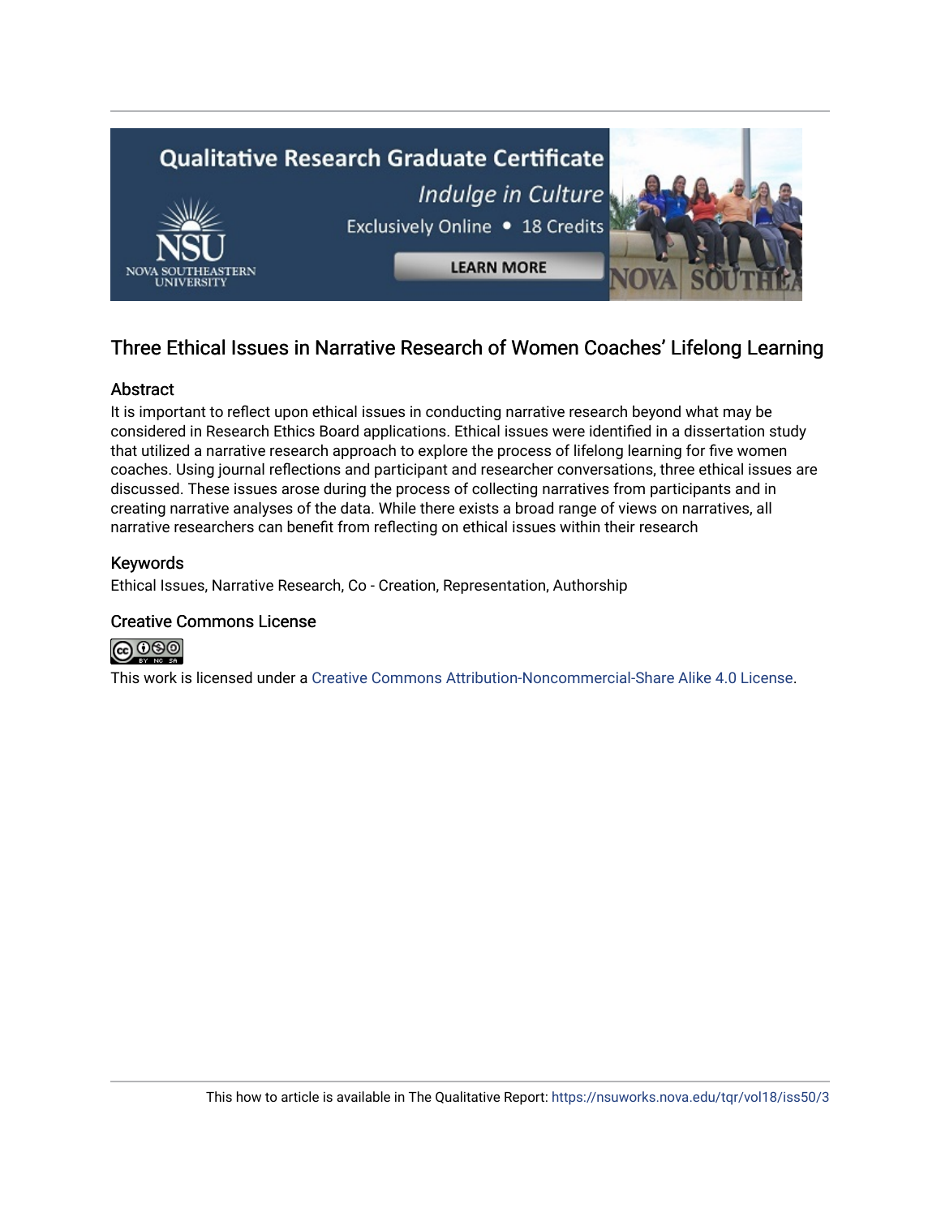## Three Ethical Issues in Narrative Research of Women Coaches' Lifelong Learning

### Abstract

It is important to reflect upon ethical issues in conducting narrative research beyond what may be considered in Research Ethics Board applications. Ethical issues were identified in a dissertation study that utilized a narrative research approach to explore the process of lifelong learning for five women coaches. Using journal reflections and participant and researcher conversations, three ethical issues are discussed. These issues arose during the process of collecting narratives from participants and in creating narrative analyses of the data. While there exists a broad range of views on narratives, all narrative researchers can benefit from reflecting on ethical issues within their research

### Keywords

Ethical Issues, Narrative Research, Co - Creation, Representation, Authorship

### Creative Commons License

This work is licensed under a Creative Commons Attribution-Noncommercial-Share Alike 4.0 License.

This how to article is available in The Qualitative Report: https://nsuworks.nova.edu/tqr/vol18/iss50/3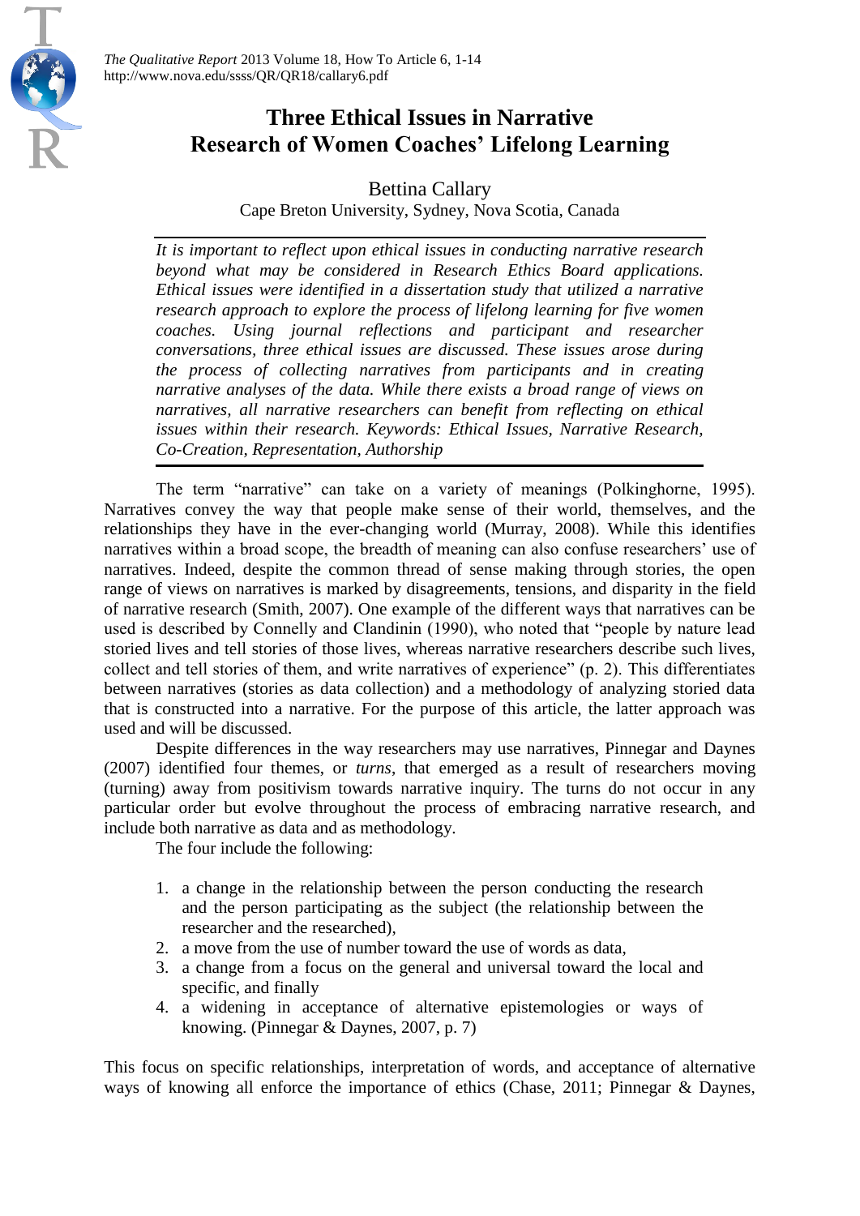# Three Ethical Issues in Narrative Research of Women Coaches' Lifelong Learning

Bettina Callary

Cape Breton University, Sydney, Nova Scotia, Canada

*It is important to reflect upon ethical issues in conducting narrative research beyond what may be considered in Research Ethics Board applications. Ethical issues were identified in a dissertation study that utilized a narrative research approach to explore the process of lifelong learning for five women coaches. Using journal reflections and participant and researcher conversations, three ethical issues are discussed. These issues arose during the process of collecting narratives from participants and in creating narrative analyses of the data. While there exists a broad range of views on narratives, all narrative researchers can benefit from reflecting on ethical issues within their research. Keywords: Ethical Issues, Narrative Research, Co-Creation, Representation, Authorship*

The term "narrative" can take on a variety of meanings (Polkinghorne, 1995). Narratives convey the way that people make sense of their world, themselves, and the relationships they have in the ever-changing world (Murray, 2008). While this identifies narratives within a broad scope, the breadth of meaning can also confuse researchers' use of narratives. Indeed, despite the common thread of sense making through stories, the open range of views on narratives is marked by disagreements, tensions, and disparity in the field of narrative research (Smith, 2007). One example of the different ways that narratives can be used is described by Connelly and Clandinin (1990), who noted that "people by nature lead storied lives and tell stories of those lives, whereas narrative researchers describe such lives, collect and tell stories of them, and write narratives of experience" (p. 2). This differentiates between narratives (stories as data collection) and a methodology of analyzing storied data that is constructed into a narrative. For the purpose of this article, the latter approach was used and will be discussed.

Despite differences in the way researchers may use narratives, Pinnegar and Daynes (2007) identified four themes, or *turns*, that emerged as a result of researchers moving (turning) away from positivism towards narrative inquiry. The turns do not occur in any particular order but evolve throughout the process of embracing narrative research, and include both narrative as data and as methodology.

The four include the following:

1. a change in the relationship between the person conducting the research and the person participating as the subject (the relationship between the researcher and the researched),
2. a move from the use of number toward the use of words as data,
3. a change from a focus on the general and universal toward the local and specific, and finally
4. a widening in acceptance of alternative epistemologies or ways of knowing. (Pinnegar & Daynes, 2007, p. 7)

This focus on specific relationships, interpretation of words, and acceptance of alternative ways of knowing all enforce the importance of ethics (Chase, 2011; Pinnegar & Daynes,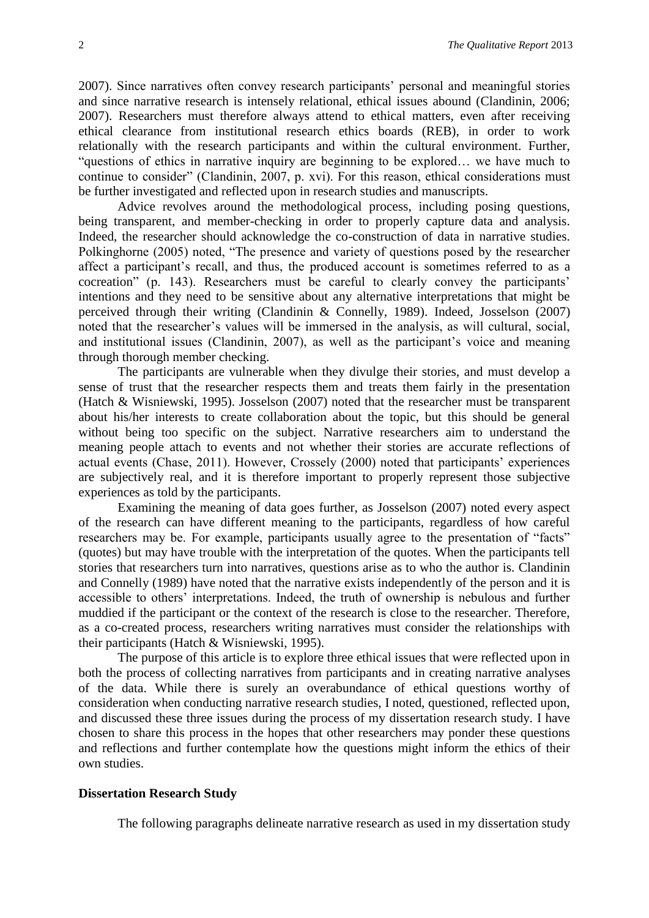2007). Since narratives often convey research participants' personal and meaningful stories and since narrative research is intensely relational, ethical issues abound (Clandinin, 2006; 2007). Researchers must therefore always attend to ethical matters, even after receiving ethical clearance from institutional research ethics boards (REB), in order to work relationally with the research participants and within the cultural environment. Further, "questions of ethics in narrative inquiry are beginning to be explored… we have much to continue to consider" (Clandinin, 2007, p. xvi). For this reason, ethical considerations must be further investigated and reflected upon in research studies and manuscripts.

Advice revolves around the methodological process, including posing questions, being transparent, and member-checking in order to properly capture data and analysis. Indeed, the researcher should acknowledge the co-construction of data in narrative studies. Polkinghorne (2005) noted, "The presence and variety of questions posed by the researcher affect a participant's recall, and thus, the produced account is sometimes referred to as a cocreation" (p. 143). Researchers must be careful to clearly convey the participants' intentions and they need to be sensitive about any alternative interpretations that might be perceived through their writing (Clandinin & Connelly, 1989). Indeed, Josselson (2007) noted that the researcher's values will be immersed in the analysis, as will cultural, social, and institutional issues (Clandinin, 2007), as well as the participant's voice and meaning through thorough member checking.

The participants are vulnerable when they divulge their stories, and must develop a sense of trust that the researcher respects them and treats them fairly in the presentation (Hatch & Wisniewski, 1995). Josselson (2007) noted that the researcher must be transparent about his/her interests to create collaboration about the topic, but this should be general without being too specific on the subject. Narrative researchers aim to understand the meaning people attach to events and not whether their stories are accurate reflections of actual events (Chase, 2011). However, Crossely (2000) noted that participants' experiences are subjectively real, and it is therefore important to properly represent those subjective experiences as told by the participants.

Examining the meaning of data goes further, as Josselson (2007) noted every aspect of the research can have different meaning to the participants, regardless of how careful researchers may be. For example, participants usually agree to the presentation of "facts" (quotes) but may have trouble with the interpretation of the quotes. When the participants tell stories that researchers turn into narratives, questions arise as to who the author is. Clandinin and Connelly (1989) have noted that the narrative exists independently of the person and it is accessible to others' interpretations. Indeed, the truth of ownership is nebulous and further muddied if the participant or the context of the research is close to the researcher. Therefore, as a co-created process, researchers writing narratives must consider the relationships with their participants (Hatch & Wisniewski, 1995).

The purpose of this article is to explore three ethical issues that were reflected upon in both the process of collecting narratives from participants and in creating narrative analyses of the data. While there is surely an overabundance of ethical questions worthy of consideration when conducting narrative research studies, I noted, questioned, reflected upon, and discussed these three issues during the process of my dissertation research study. I have chosen to share this process in the hopes that other researchers may ponder these questions and reflections and further contemplate how the questions might inform the ethics of their own studies.

**Dissertation Research Study**

The following paragraphs delineate narrative research as used in my dissertation study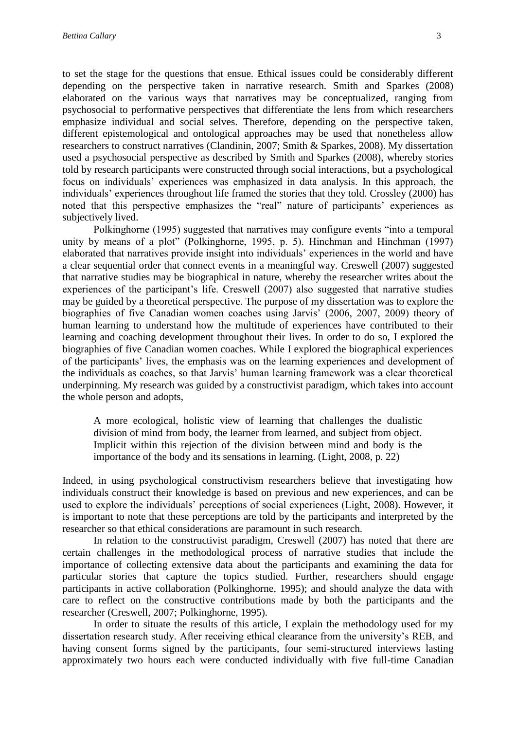to set the stage for the questions that ensue. Ethical issues could be considerably different depending on the perspective taken in narrative research. Smith and Sparkes (2008) elaborated on the various ways that narratives may be conceptualized, ranging from psychosocial to performative perspectives that differentiate the lens from which researchers emphasize individual and social selves. Therefore, depending on the perspective taken, different epistemological and ontological approaches may be used that nonetheless allow researchers to construct narratives (Clandinin, 2007; Smith & Sparkes, 2008). My dissertation used a psychosocial perspective as described by Smith and Sparkes (2008), whereby stories told by research participants were constructed through social interactions, but a psychological focus on individuals' experiences was emphasized in data analysis. In this approach, the individuals' experiences throughout life framed the stories that they told. Crossley (2000) has noted that this perspective emphasizes the "real" nature of participants' experiences as subjectively lived.

Polkinghorne (1995) suggested that narratives may configure events "into a temporal unity by means of a plot" (Polkinghorne, 1995, p. 5). Hinchman and Hinchman (1997) elaborated that narratives provide insight into individuals' experiences in the world and have a clear sequential order that connect events in a meaningful way. Creswell (2007) suggested that narrative studies may be biographical in nature, whereby the researcher writes about the experiences of the participant's life. Creswell (2007) also suggested that narrative studies may be guided by a theoretical perspective. The purpose of my dissertation was to explore the biographies of five Canadian women coaches using Jarvis' (2006, 2007, 2009) theory of human learning to understand how the multitude of experiences have contributed to their learning and coaching development throughout their lives. In order to do so, I explored the biographies of five Canadian women coaches. While I explored the biographical experiences of the participants' lives, the emphasis was on the learning experiences and development of the individuals as coaches, so that Jarvis' human learning framework was a clear theoretical underpinning. My research was guided by a constructivist paradigm, which takes into account the whole person and adopts,

> A more ecological, holistic view of learning that challenges the dualistic division of mind from body, the learner from learned, and subject from object. Implicit within this rejection of the division between mind and body is the importance of the body and its sensations in learning. (Light, 2008, p. 22)

Indeed, in using psychological constructivism researchers believe that investigating how individuals construct their knowledge is based on previous and new experiences, and can be used to explore the individuals' perceptions of social experiences (Light, 2008). However, it is important to note that these perceptions are told by the participants and interpreted by the researcher so that ethical considerations are paramount in such research.

In relation to the constructivist paradigm, Creswell (2007) has noted that there are certain challenges in the methodological process of narrative studies that include the importance of collecting extensive data about the participants and examining the data for particular stories that capture the topics studied. Further, researchers should engage participants in active collaboration (Polkinghorne, 1995); and should analyze the data with care to reflect on the constructive contributions made by both the participants and the researcher (Creswell, 2007; Polkinghorne, 1995).

In order to situate the results of this article, I explain the methodology used for my dissertation research study. After receiving ethical clearance from the university's REB, and having consent forms signed by the participants, four semi-structured interviews lasting approximately two hours each were conducted individually with five full-time Canadian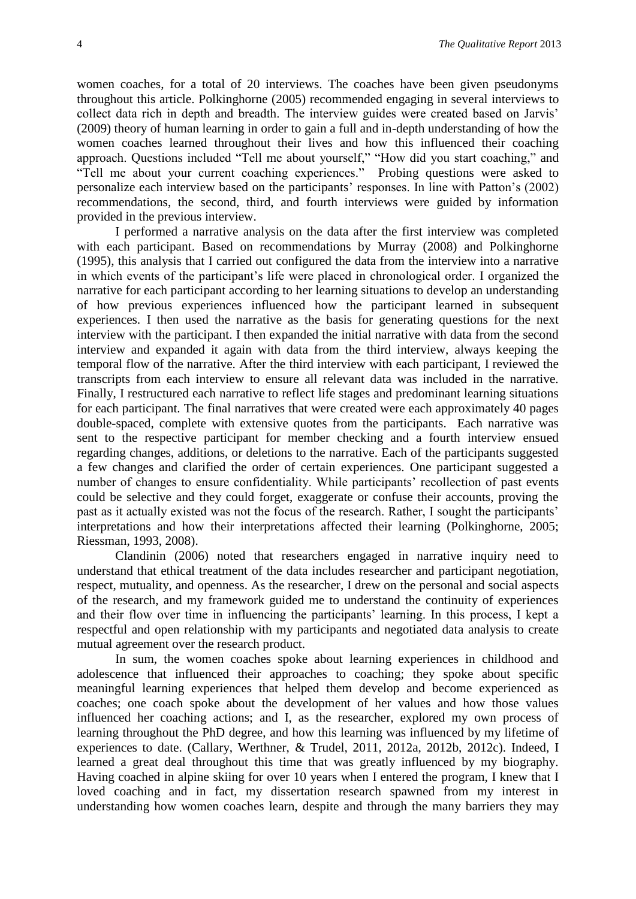women coaches, for a total of 20 interviews. The coaches have been given pseudonyms throughout this article. Polkinghorne (2005) recommended engaging in several interviews to collect data rich in depth and breadth. The interview guides were created based on Jarvis' (2009) theory of human learning in order to gain a full and in-depth understanding of how the women coaches learned throughout their lives and how this influenced their coaching approach. Questions included "Tell me about yourself," "How did you start coaching," and "Tell me about your current coaching experiences." Probing questions were asked to personalize each interview based on the participants' responses. In line with Patton's (2002) recommendations, the second, third, and fourth interviews were guided by information provided in the previous interview.

I performed a narrative analysis on the data after the first interview was completed with each participant. Based on recommendations by Murray (2008) and Polkinghorne (1995), this analysis that I carried out configured the data from the interview into a narrative in which events of the participant's life were placed in chronological order. I organized the narrative for each participant according to her learning situations to develop an understanding of how previous experiences influenced how the participant learned in subsequent experiences. I then used the narrative as the basis for generating questions for the next interview with the participant. I then expanded the initial narrative with data from the second interview and expanded it again with data from the third interview, always keeping the temporal flow of the narrative. After the third interview with each participant, I reviewed the transcripts from each interview to ensure all relevant data was included in the narrative. Finally, I restructured each narrative to reflect life stages and predominant learning situations for each participant. The final narratives that were created were each approximately 40 pages double-spaced, complete with extensive quotes from the participants. Each narrative was sent to the respective participant for member checking and a fourth interview ensued regarding changes, additions, or deletions to the narrative. Each of the participants suggested a few changes and clarified the order of certain experiences. One participant suggested a number of changes to ensure confidentiality. While participants' recollection of past events could be selective and they could forget, exaggerate or confuse their accounts, proving the past as it actually existed was not the focus of the research. Rather, I sought the participants' interpretations and how their interpretations affected their learning (Polkinghorne, 2005; Riessman, 1993, 2008).

Clandinin (2006) noted that researchers engaged in narrative inquiry need to understand that ethical treatment of the data includes researcher and participant negotiation, respect, mutuality, and openness. As the researcher, I drew on the personal and social aspects of the research, and my framework guided me to understand the continuity of experiences and their flow over time in influencing the participants' learning. In this process, I kept a respectful and open relationship with my participants and negotiated data analysis to create mutual agreement over the research product.

In sum, the women coaches spoke about learning experiences in childhood and adolescence that influenced their approaches to coaching; they spoke about specific meaningful learning experiences that helped them develop and become experienced as coaches; one coach spoke about the development of her values and how those values influenced her coaching actions; and I, as the researcher, explored my own process of learning throughout the PhD degree, and how this learning was influenced by my lifetime of experiences to date. (Callary, Werthner, & Trudel, 2011, 2012a, 2012b, 2012c). Indeed, I learned a great deal throughout this time that was greatly influenced by my biography. Having coached in alpine skiing for over 10 years when I entered the program, I knew that I loved coaching and in fact, my dissertation research spawned from my interest in understanding how women coaches learn, despite and through the many barriers they may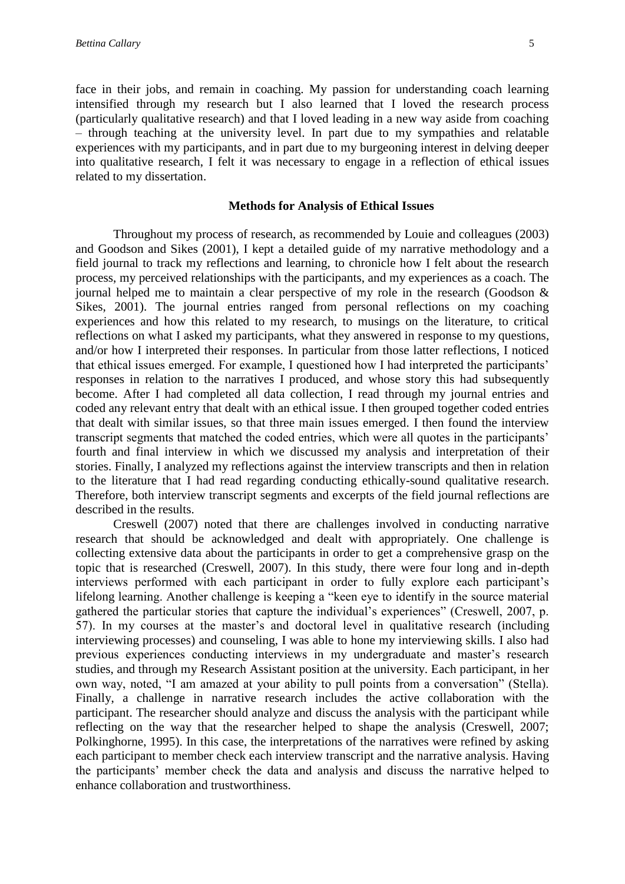face in their jobs, and remain in coaching. My passion for understanding coach learning intensified through my research but I also learned that I loved the research process (particularly qualitative research) and that I loved leading in a new way aside from coaching – through teaching at the university level. In part due to my sympathies and relatable experiences with my participants, and in part due to my burgeoning interest in delving deeper into qualitative research, I felt it was necessary to engage in a reflection of ethical issues related to my dissertation.

## Methods for Analysis of Ethical Issues

Throughout my process of research, as recommended by Louie and colleagues (2003) and Goodson and Sikes (2001), I kept a detailed guide of my narrative methodology and a field journal to track my reflections and learning, to chronicle how I felt about the research process, my perceived relationships with the participants, and my experiences as a coach. The journal helped me to maintain a clear perspective of my role in the research (Goodson & Sikes, 2001). The journal entries ranged from personal reflections on my coaching experiences and how this related to my research, to musings on the literature, to critical reflections on what I asked my participants, what they answered in response to my questions, and/or how I interpreted their responses. In particular from those latter reflections, I noticed that ethical issues emerged. For example, I questioned how I had interpreted the participants' responses in relation to the narratives I produced, and whose story this had subsequently become. After I had completed all data collection, I read through my journal entries and coded any relevant entry that dealt with an ethical issue. I then grouped together coded entries that dealt with similar issues, so that three main issues emerged. I then found the interview transcript segments that matched the coded entries, which were all quotes in the participants' fourth and final interview in which we discussed my analysis and interpretation of their stories. Finally, I analyzed my reflections against the interview transcripts and then in relation to the literature that I had read regarding conducting ethically-sound qualitative research. Therefore, both interview transcript segments and excerpts of the field journal reflections are described in the results.

Creswell (2007) noted that there are challenges involved in conducting narrative research that should be acknowledged and dealt with appropriately. One challenge is collecting extensive data about the participants in order to get a comprehensive grasp on the topic that is researched (Creswell, 2007). In this study, there were four long and in-depth interviews performed with each participant in order to fully explore each participant's lifelong learning. Another challenge is keeping a "keen eye to identify in the source material gathered the particular stories that capture the individual's experiences" (Creswell, 2007, p. 57). In my courses at the master's and doctoral level in qualitative research (including interviewing processes) and counseling, I was able to hone my interviewing skills. I also had previous experiences conducting interviews in my undergraduate and master's research studies, and through my Research Assistant position at the university. Each participant, in her own way, noted, "I am amazed at your ability to pull points from a conversation" (Stella). Finally, a challenge in narrative research includes the active collaboration with the participant. The researcher should analyze and discuss the analysis with the participant while reflecting on the way that the researcher helped to shape the analysis (Creswell, 2007; Polkinghorne, 1995). In this case, the interpretations of the narratives were refined by asking each participant to member check each interview transcript and the narrative analysis. Having the participants' member check the data and analysis and discuss the narrative helped to enhance collaboration and trustworthiness.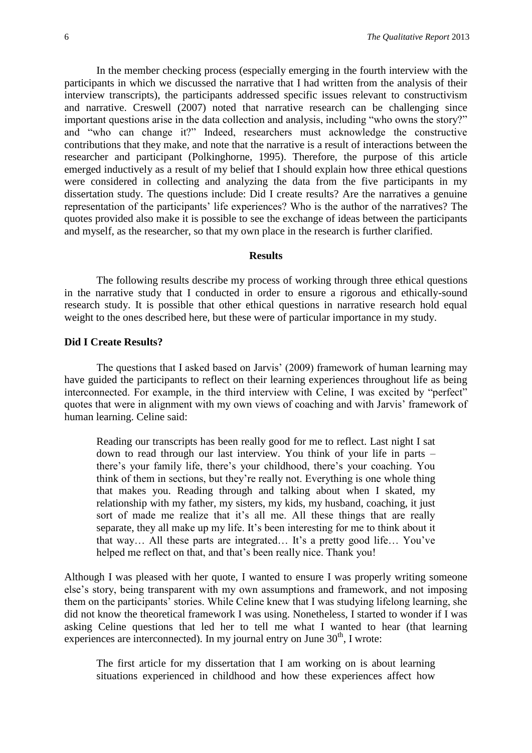In the member checking process (especially emerging in the fourth interview with the participants in which we discussed the narrative that I had written from the analysis of their interview transcripts), the participants addressed specific issues relevant to constructivism and narrative. Creswell (2007) noted that narrative research can be challenging since important questions arise in the data collection and analysis, including "who owns the story?" and "who can change it?" Indeed, researchers must acknowledge the constructive contributions that they make, and note that the narrative is a result of interactions between the researcher and participant (Polkinghorne, 1995). Therefore, the purpose of this article emerged inductively as a result of my belief that I should explain how three ethical questions were considered in collecting and analyzing the data from the five participants in my dissertation study. The questions include: Did I create results? Are the narratives a genuine representation of the participants' life experiences? Who is the author of the narratives? The quotes provided also make it is possible to see the exchange of ideas between the participants and myself, as the researcher, so that my own place in the research is further clarified.

## Results

The following results describe my process of working through three ethical questions in the narrative study that I conducted in order to ensure a rigorous and ethically-sound research study. It is possible that other ethical questions in narrative research hold equal weight to the ones described here, but these were of particular importance in my study.

### Did I Create Results?

The questions that I asked based on Jarvis' (2009) framework of human learning may have guided the participants to reflect on their learning experiences throughout life as being interconnected. For example, in the third interview with Celine, I was excited by "perfect" quotes that were in alignment with my own views of coaching and with Jarvis' framework of human learning. Celine said:

> Reading our transcripts has been really good for me to reflect. Last night I sat down to read through our last interview. You think of your life in parts – there's your family life, there's your childhood, there's your coaching. You think of them in sections, but they're really not. Everything is one whole thing that makes you. Reading through and talking about when I skated, my relationship with my father, my sisters, my kids, my husband, coaching, it just sort of made me realize that it's all me. All these things that are really separate, they all make up my life. It's been interesting for me to think about it that way… All these parts are integrated… It's a pretty good life… You've helped me reflect on that, and that's been really nice. Thank you!

Although I was pleased with her quote, I wanted to ensure I was properly writing someone else's story, being transparent with my own assumptions and framework, and not imposing them on the participants' stories. While Celine knew that I was studying lifelong learning, she did not know the theoretical framework I was using. Nonetheless, I started to wonder if I was asking Celine questions that led her to tell me what I wanted to hear (that learning experiences are interconnected). In my journal entry on June 30th, I wrote:

> The first article for my dissertation that I am working on is about learning situations experienced in childhood and how these experiences affect how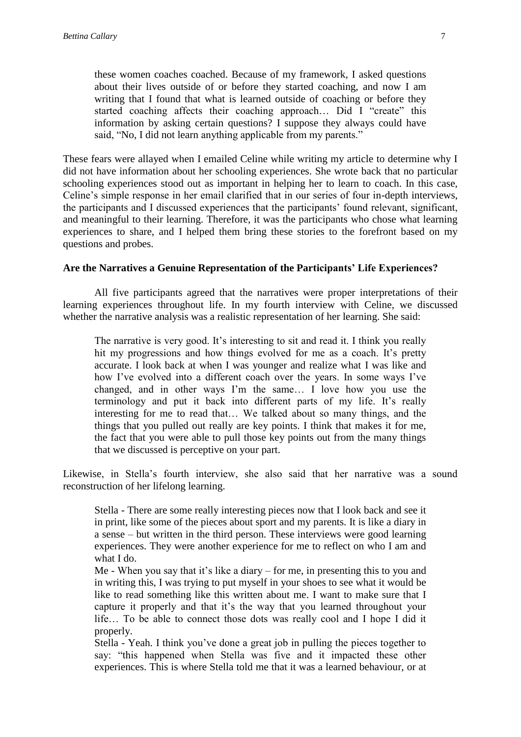> these women coaches coached. Because of my framework, I asked questions about their lives outside of or before they started coaching, and now I am writing that I found that what is learned outside of coaching or before they started coaching affects their coaching approach… Did I "create" this information by asking certain questions? I suppose they always could have said, "No, I did not learn anything applicable from my parents."

These fears were allayed when I emailed Celine while writing my article to determine why I did not have information about her schooling experiences. She wrote back that no particular schooling experiences stood out as important in helping her to learn to coach. In this case, Celine's simple response in her email clarified that in our series of four in-depth interviews, the participants and I discussed experiences that the participants' found relevant, significant, and meaningful to their learning. Therefore, it was the participants who chose what learning experiences to share, and I helped them bring these stories to the forefront based on my questions and probes.

### Are the Narratives a Genuine Representation of the Participants' Life Experiences?

All five participants agreed that the narratives were proper interpretations of their learning experiences throughout life. In my fourth interview with Celine, we discussed whether the narrative analysis was a realistic representation of her learning. She said:

> The narrative is very good. It's interesting to sit and read it. I think you really hit my progressions and how things evolved for me as a coach. It's pretty accurate. I look back at when I was younger and realize what I was like and how I've evolved into a different coach over the years. In some ways I've changed, and in other ways I'm the same… I love how you use the terminology and put it back into different parts of my life. It's really interesting for me to read that… We talked about so many things, and the things that you pulled out really are key points. I think that makes it for me, the fact that you were able to pull those key points out from the many things that we discussed is perceptive on your part.

Likewise, in Stella's fourth interview, she also said that her narrative was a sound reconstruction of her lifelong learning.

> Stella - There are some really interesting pieces now that I look back and see it in print, like some of the pieces about sport and my parents. It is like a diary in a sense – but written in the third person. These interviews were good learning experiences. They were another experience for me to reflect on who I am and what I do.
>
> Me - When you say that it's like a diary – for me, in presenting this to you and in writing this, I was trying to put myself in your shoes to see what it would be like to read something like this written about me. I want to make sure that I capture it properly and that it's the way that you learned throughout your life… To be able to connect those dots was really cool and I hope I did it properly.
>
> Stella - Yeah. I think you've done a great job in pulling the pieces together to say: "this happened when Stella was five and it impacted these other experiences. This is where Stella told me that it was a learned behaviour, or at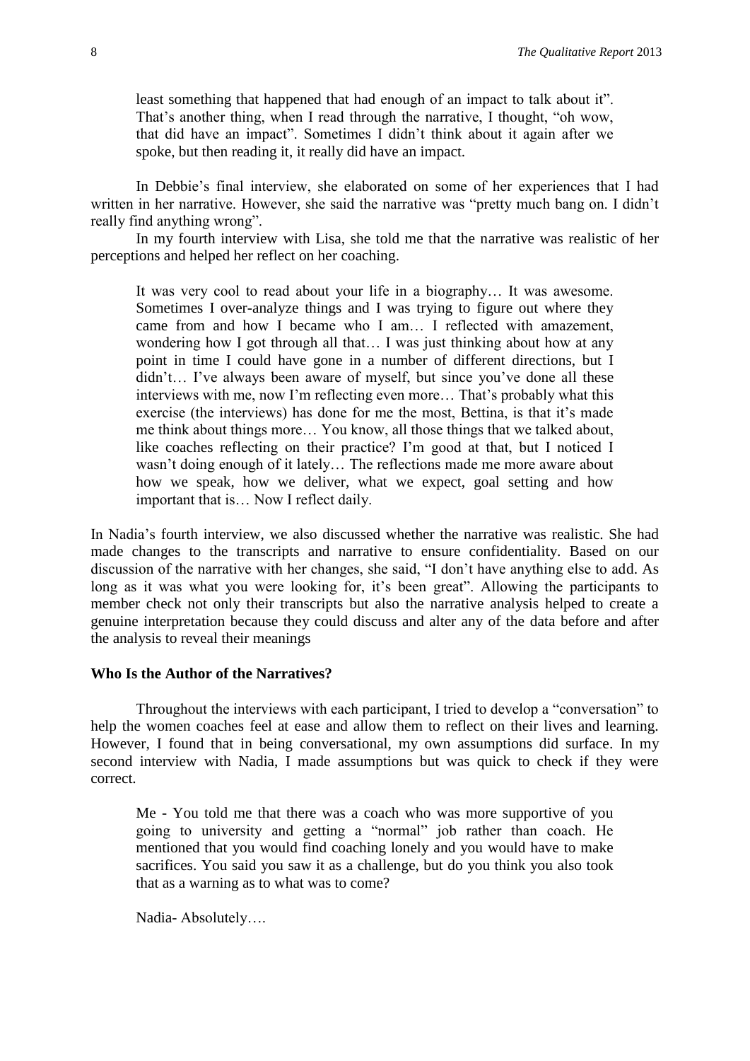least something that happened that had enough of an impact to talk about it". That's another thing, when I read through the narrative, I thought, "oh wow, that did have an impact". Sometimes I didn't think about it again after we spoke, but then reading it, it really did have an impact.

In Debbie's final interview, she elaborated on some of her experiences that I had written in her narrative. However, she said the narrative was "pretty much bang on. I didn't really find anything wrong".

In my fourth interview with Lisa, she told me that the narrative was realistic of her perceptions and helped her reflect on her coaching.

> It was very cool to read about your life in a biography… It was awesome. Sometimes I over-analyze things and I was trying to figure out where they came from and how I became who I am… I reflected with amazement, wondering how I got through all that… I was just thinking about how at any point in time I could have gone in a number of different directions, but I didn't… I've always been aware of myself, but since you've done all these interviews with me, now I'm reflecting even more… That's probably what this exercise (the interviews) has done for me the most, Bettina, is that it's made me think about things more… You know, all those things that we talked about, like coaches reflecting on their practice? I'm good at that, but I noticed I wasn't doing enough of it lately… The reflections made me more aware about how we speak, how we deliver, what we expect, goal setting and how important that is… Now I reflect daily.

In Nadia's fourth interview, we also discussed whether the narrative was realistic. She had made changes to the transcripts and narrative to ensure confidentiality. Based on our discussion of the narrative with her changes, she said, "I don't have anything else to add. As long as it was what you were looking for, it's been great". Allowing the participants to member check not only their transcripts but also the narrative analysis helped to create a genuine interpretation because they could discuss and alter any of the data before and after the analysis to reveal their meanings

### Who Is the Author of the Narratives?

Throughout the interviews with each participant, I tried to develop a "conversation" to help the women coaches feel at ease and allow them to reflect on their lives and learning. However, I found that in being conversational, my own assumptions did surface. In my second interview with Nadia, I made assumptions but was quick to check if they were correct.

> Me - You told me that there was a coach who was more supportive of you going to university and getting a "normal" job rather than coach. He mentioned that you would find coaching lonely and you would have to make sacrifices. You said you saw it as a challenge, but do you think you also took that as a warning as to what was to come?
>
> Nadia- Absolutely….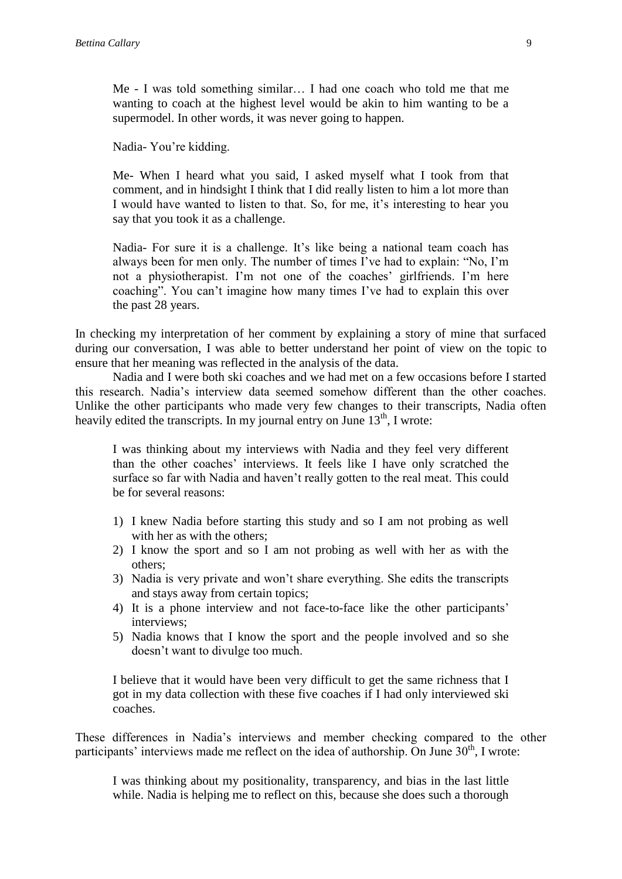> Me - I was told something similar… I had one coach who told me that me wanting to coach at the highest level would be akin to him wanting to be a supermodel. In other words, it was never going to happen.
>
> Nadia- You're kidding.
>
> Me- When I heard what you said, I asked myself what I took from that comment, and in hindsight I think that I did really listen to him a lot more than I would have wanted to listen to that. So, for me, it's interesting to hear you say that you took it as a challenge.
>
> Nadia- For sure it is a challenge. It's like being a national team coach has always been for men only. The number of times I've had to explain: "No, I'm not a physiotherapist. I'm not one of the coaches' girlfriends. I'm here coaching". You can't imagine how many times I've had to explain this over the past 28 years.

In checking my interpretation of her comment by explaining a story of mine that surfaced during our conversation, I was able to better understand her point of view on the topic to ensure that her meaning was reflected in the analysis of the data.

Nadia and I were both ski coaches and we had met on a few occasions before I started this research. Nadia's interview data seemed somehow different than the other coaches. Unlike the other participants who made very few changes to their transcripts, Nadia often heavily edited the transcripts. In my journal entry on June 13th, I wrote:

> I was thinking about my interviews with Nadia and they feel very different than the other coaches' interviews. It feels like I have only scratched the surface so far with Nadia and haven't really gotten to the real meat. This could be for several reasons:
>
> 1) I knew Nadia before starting this study and so I am not probing as well with her as with the others;
> 2) I know the sport and so I am not probing as well with her as with the others;
> 3) Nadia is very private and won't share everything. She edits the transcripts and stays away from certain topics;
> 4) It is a phone interview and not face-to-face like the other participants' interviews;
> 5) Nadia knows that I know the sport and the people involved and so she doesn't want to divulge too much.
>
> I believe that it would have been very difficult to get the same richness that I got in my data collection with these five coaches if I had only interviewed ski coaches.

These differences in Nadia's interviews and member checking compared to the other participants' interviews made me reflect on the idea of authorship. On June 30th, I wrote:

> I was thinking about my positionality, transparency, and bias in the last little while. Nadia is helping me to reflect on this, because she does such a thorough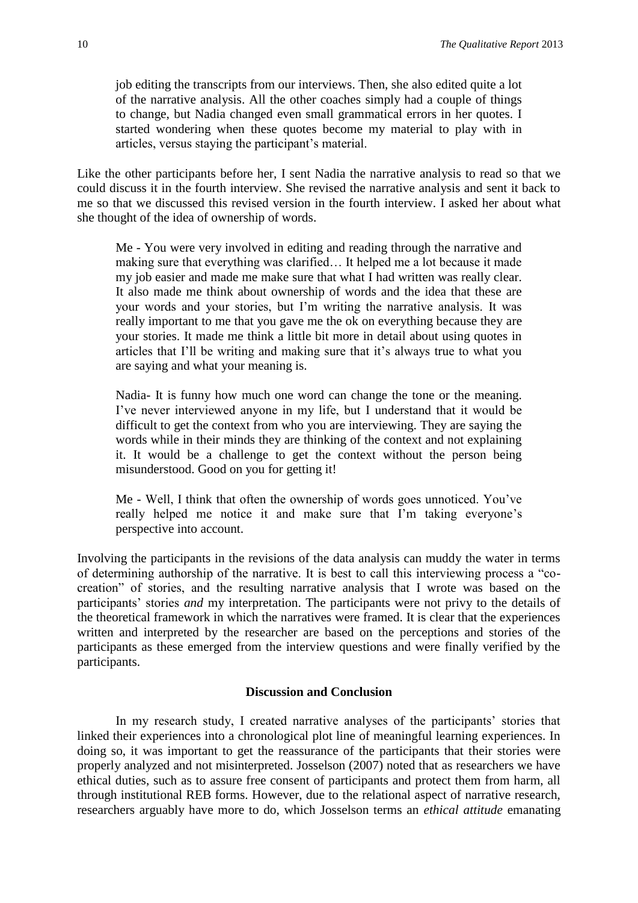> job editing the transcripts from our interviews. Then, she also edited quite a lot of the narrative analysis. All the other coaches simply had a couple of things to change, but Nadia changed even small grammatical errors in her quotes. I started wondering when these quotes become my material to play with in articles, versus staying the participant's material.

Like the other participants before her, I sent Nadia the narrative analysis to read so that we could discuss it in the fourth interview. She revised the narrative analysis and sent it back to me so that we discussed this revised version in the fourth interview. I asked her about what she thought of the idea of ownership of words.

> Me - You were very involved in editing and reading through the narrative and making sure that everything was clarified… It helped me a lot because it made my job easier and made me make sure that what I had written was really clear. It also made me think about ownership of words and the idea that these are your words and your stories, but I'm writing the narrative analysis. It was really important to me that you gave me the ok on everything because they are your stories. It made me think a little bit more in detail about using quotes in articles that I'll be writing and making sure that it's always true to what you are saying and what your meaning is.
>
> Nadia- It is funny how much one word can change the tone or the meaning. I've never interviewed anyone in my life, but I understand that it would be difficult to get the context from who you are interviewing. They are saying the words while in their minds they are thinking of the context and not explaining it. It would be a challenge to get the context without the person being misunderstood. Good on you for getting it!
>
> Me - Well, I think that often the ownership of words goes unnoticed. You've really helped me notice it and make sure that I'm taking everyone's perspective into account.

Involving the participants in the revisions of the data analysis can muddy the water in terms of determining authorship of the narrative. It is best to call this interviewing process a "co-creation" of stories, and the resulting narrative analysis that I wrote was based on the participants' stories *and* my interpretation. The participants were not privy to the details of the theoretical framework in which the narratives were framed. It is clear that the experiences written and interpreted by the researcher are based on the perceptions and stories of the participants as these emerged from the interview questions and were finally verified by the participants.

## Discussion and Conclusion

In my research study, I created narrative analyses of the participants' stories that linked their experiences into a chronological plot line of meaningful learning experiences. In doing so, it was important to get the reassurance of the participants that their stories were properly analyzed and not misinterpreted. Josselson (2007) noted that as researchers we have ethical duties, such as to assure free consent of participants and protect them from harm, all through institutional REB forms. However, due to the relational aspect of narrative research, researchers arguably have more to do, which Josselson terms an *ethical attitude* emanating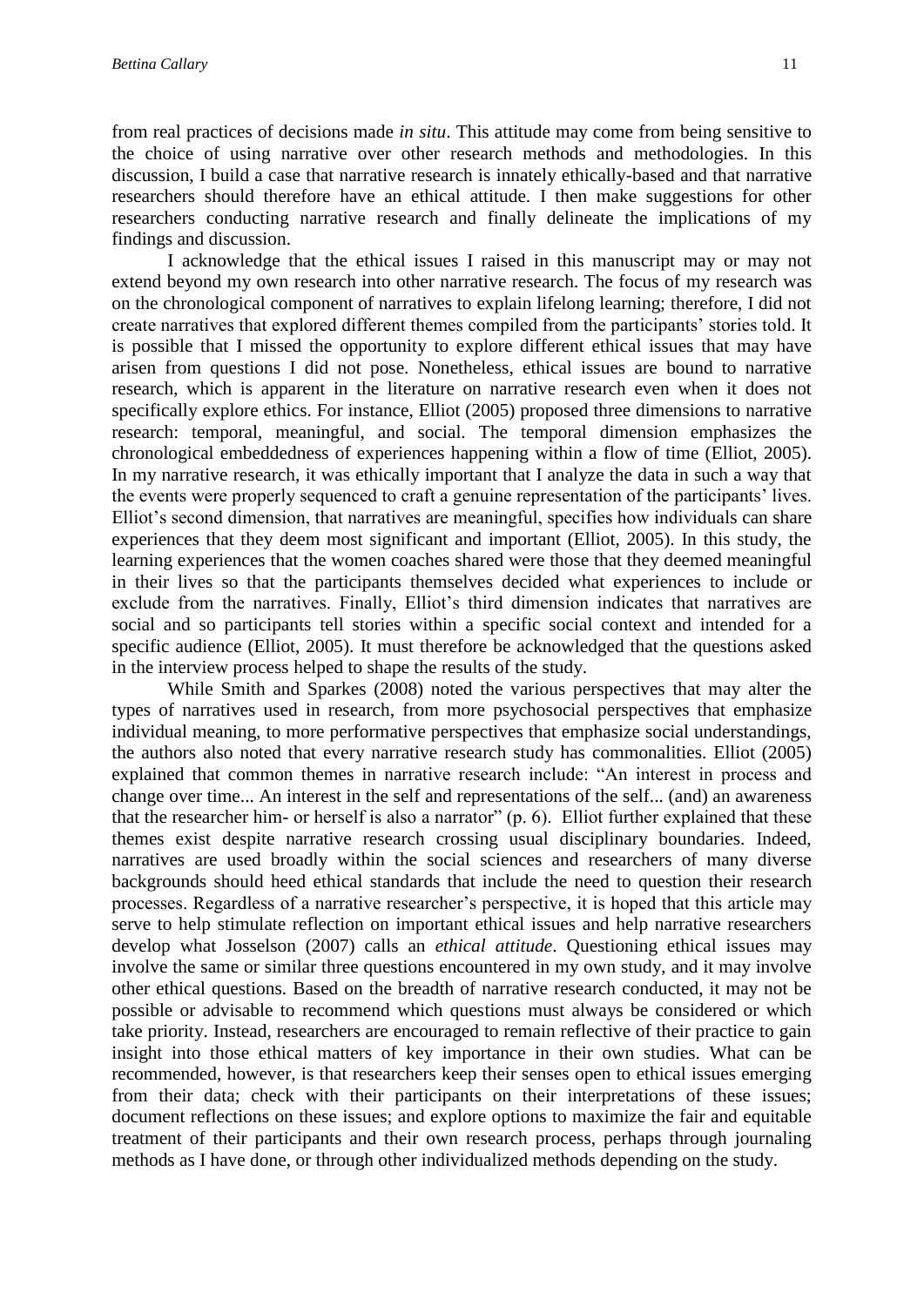from real practices of decisions made *in situ*. This attitude may come from being sensitive to the choice of using narrative over other research methods and methodologies. In this discussion, I build a case that narrative research is innately ethically-based and that narrative researchers should therefore have an ethical attitude. I then make suggestions for other researchers conducting narrative research and finally delineate the implications of my findings and discussion.

I acknowledge that the ethical issues I raised in this manuscript may or may not extend beyond my own research into other narrative research. The focus of my research was on the chronological component of narratives to explain lifelong learning; therefore, I did not create narratives that explored different themes compiled from the participants' stories told. It is possible that I missed the opportunity to explore different ethical issues that may have arisen from questions I did not pose. Nonetheless, ethical issues are bound to narrative research, which is apparent in the literature on narrative research even when it does not specifically explore ethics. For instance, Elliot (2005) proposed three dimensions to narrative research: temporal, meaningful, and social. The temporal dimension emphasizes the chronological embeddedness of experiences happening within a flow of time (Elliot, 2005). In my narrative research, it was ethically important that I analyze the data in such a way that the events were properly sequenced to craft a genuine representation of the participants' lives. Elliot's second dimension, that narratives are meaningful, specifies how individuals can share experiences that they deem most significant and important (Elliot, 2005). In this study, the learning experiences that the women coaches shared were those that they deemed meaningful in their lives so that the participants themselves decided what experiences to include or exclude from the narratives. Finally, Elliot's third dimension indicates that narratives are social and so participants tell stories within a specific social context and intended for a specific audience (Elliot, 2005). It must therefore be acknowledged that the questions asked in the interview process helped to shape the results of the study.

While Smith and Sparkes (2008) noted the various perspectives that may alter the types of narratives used in research, from more psychosocial perspectives that emphasize individual meaning, to more performative perspectives that emphasize social understandings, the authors also noted that every narrative research study has commonalities. Elliot (2005) explained that common themes in narrative research include: "An interest in process and change over time... An interest in the self and representations of the self... (and) an awareness that the researcher him- or herself is also a narrator" (p. 6). Elliot further explained that these themes exist despite narrative research crossing usual disciplinary boundaries. Indeed, narratives are used broadly within the social sciences and researchers of many diverse backgrounds should heed ethical standards that include the need to question their research processes. Regardless of a narrative researcher's perspective, it is hoped that this article may serve to help stimulate reflection on important ethical issues and help narrative researchers develop what Josselson (2007) calls an *ethical attitude*. Questioning ethical issues may involve the same or similar three questions encountered in my own study, and it may involve other ethical questions. Based on the breadth of narrative research conducted, it may not be possible or advisable to recommend which questions must always be considered or which take priority. Instead, researchers are encouraged to remain reflective of their practice to gain insight into those ethical matters of key importance in their own studies. What can be recommended, however, is that researchers keep their senses open to ethical issues emerging from their data; check with their participants on their interpretations of these issues; document reflections on these issues; and explore options to maximize the fair and equitable treatment of their participants and their own research process, perhaps through journaling methods as I have done, or through other individualized methods depending on the study.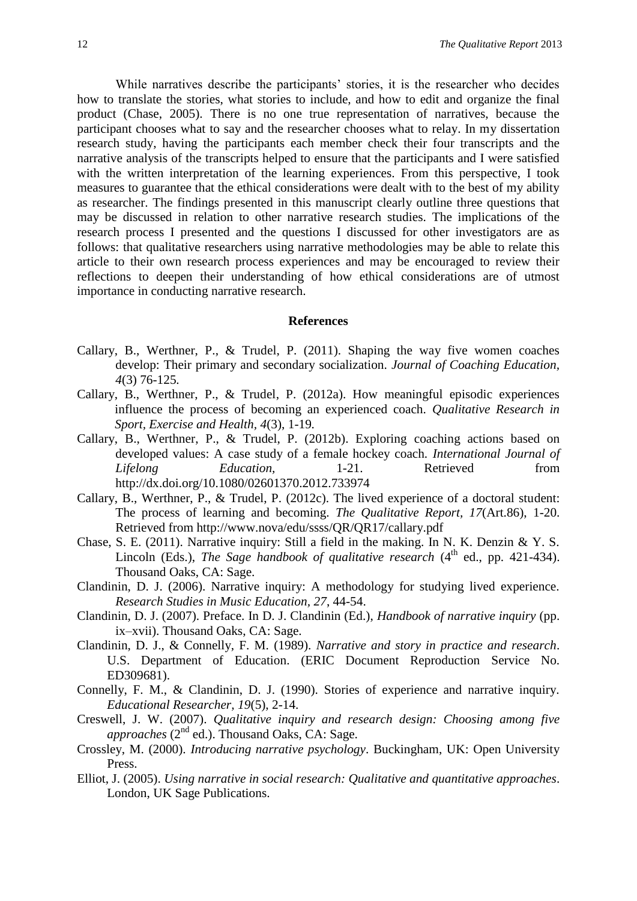While narratives describe the participants' stories, it is the researcher who decides how to translate the stories, what stories to include, and how to edit and organize the final product (Chase, 2005). There is no one true representation of narratives, because the participant chooses what to say and the researcher chooses what to relay. In my dissertation research study, having the participants each member check their four transcripts and the narrative analysis of the transcripts helped to ensure that the participants and I were satisfied with the written interpretation of the learning experiences. From this perspective, I took measures to guarantee that the ethical considerations were dealt with to the best of my ability as researcher. The findings presented in this manuscript clearly outline three questions that may be discussed in relation to other narrative research studies. The implications of the research process I presented and the questions I discussed for other investigators are as follows: that qualitative researchers using narrative methodologies may be able to relate this article to their own research process experiences and may be encouraged to review their reflections to deepen their understanding of how ethical considerations are of utmost importance in conducting narrative research.

## References

Callary, B., Werthner, P., & Trudel, P. (2011). Shaping the way five women coaches develop: Their primary and secondary socialization. *Journal of Coaching Education*, *4*(3) 76-125.

Callary, B., Werthner, P., & Trudel, P. (2012a). How meaningful episodic experiences influence the process of becoming an experienced coach. *Qualitative Research in Sport, Exercise and Health*, *4*(3), 1-19.

Callary, B., Werthner, P., & Trudel, P. (2012b). Exploring coaching actions based on developed values: A case study of a female hockey coach. *International Journal of Lifelong Education,* 1-21. Retrieved from http://dx.doi.org/10.1080/02601370.2012.733974

Callary, B., Werthner, P., & Trudel, P. (2012c). The lived experience of a doctoral student: The process of learning and becoming. *The Qualitative Report*, *17*(Art.86), 1-20. Retrieved from http://www.nova/edu/ssss/QR/QR17/callary.pdf

Chase, S. E. (2011). Narrative inquiry: Still a field in the making. In N. K. Denzin & Y. S. Lincoln (Eds.), *The Sage handbook of qualitative research* (4th ed., pp. 421-434). Thousand Oaks, CA: Sage.

Clandinin, D. J. (2006). Narrative inquiry: A methodology for studying lived experience. *Research Studies in Music Education, 27*, 44-54.

Clandinin, D. J. (2007). Preface. In D. J. Clandinin (Ed.), *Handbook of narrative inquiry* (pp. ix–xvii). Thousand Oaks, CA: Sage.

Clandinin, D. J., & Connelly, F. M. (1989). *Narrative and story in practice and research*. U.S. Department of Education. (ERIC Document Reproduction Service No. ED309681).

Connelly, F. M., & Clandinin, D. J. (1990). Stories of experience and narrative inquiry. *Educational Researcher, 19*(5), 2-14.

Creswell, J. W. (2007). *Qualitative inquiry and research design: Choosing among five approaches* (2nd ed.). Thousand Oaks, CA: Sage.

Crossley, M. (2000). *Introducing narrative psychology*. Buckingham, UK: Open University Press.

Elliot, J. (2005). *Using narrative in social research: Qualitative and quantitative approaches*. London, UK Sage Publications.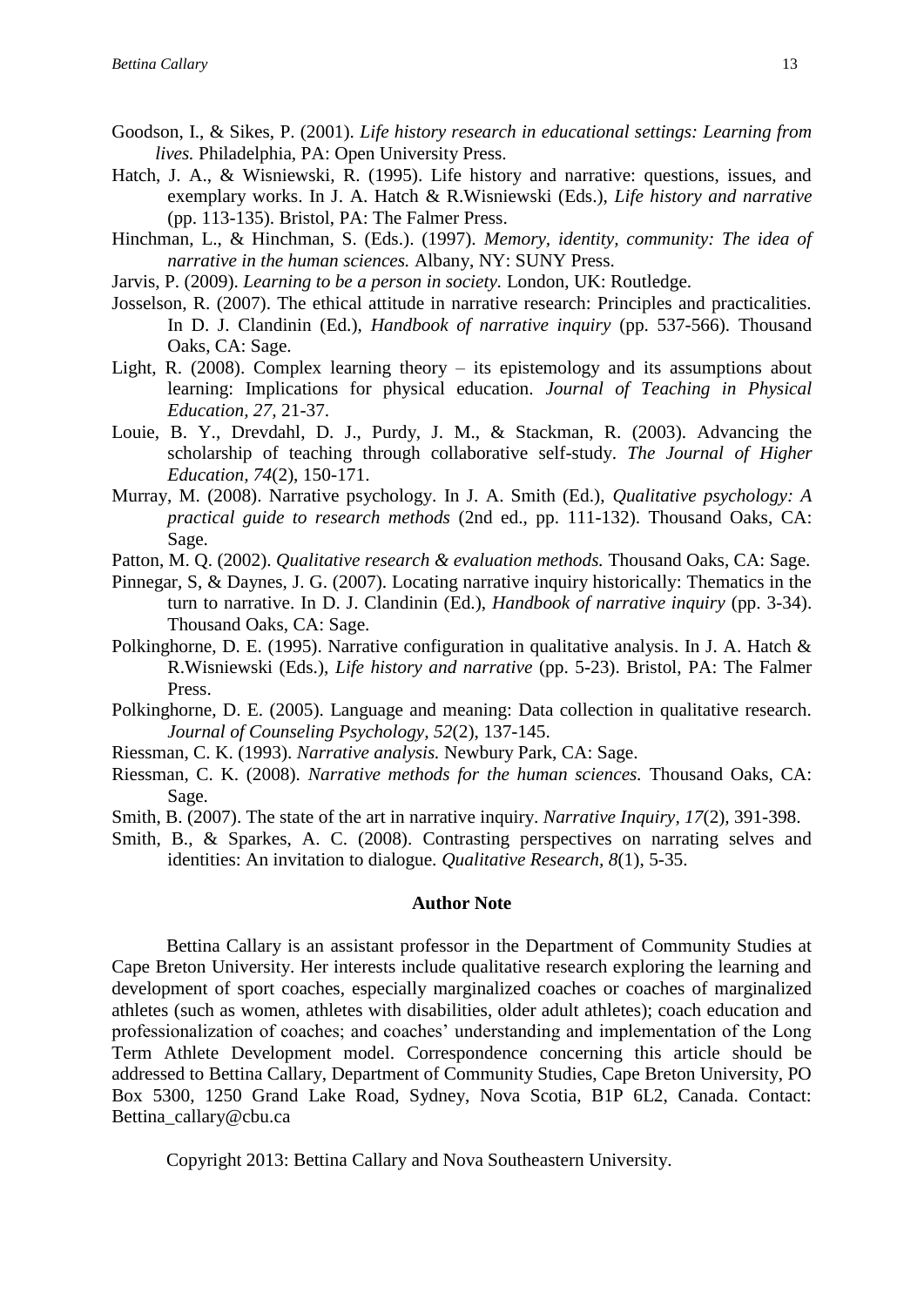Goodson, I., & Sikes, P. (2001). *Life history research in educational settings: Learning from lives.* Philadelphia, PA: Open University Press.

Hatch, J. A., & Wisniewski, R. (1995). Life history and narrative: questions, issues, and exemplary works. In J. A. Hatch & R.Wisniewski (Eds.), *Life history and narrative* (pp. 113-135). Bristol, PA: The Falmer Press.

Hinchman, L., & Hinchman, S. (Eds.). (1997). *Memory, identity, community: The idea of narrative in the human sciences.* Albany, NY: SUNY Press.

Jarvis, P. (2009). *Learning to be a person in society.* London, UK: Routledge.

Josselson, R. (2007). The ethical attitude in narrative research: Principles and practicalities. In D. J. Clandinin (Ed.), *Handbook of narrative inquiry* (pp. 537-566). Thousand Oaks, CA: Sage.

Light, R. (2008). Complex learning theory – its epistemology and its assumptions about learning: Implications for physical education. *Journal of Teaching in Physical Education, 27*, 21-37.

Louie, B. Y., Drevdahl, D. J., Purdy, J. M., & Stackman, R. (2003). Advancing the scholarship of teaching through collaborative self-study. *The Journal of Higher Education, 74*(2), 150-171.

Murray, M. (2008). Narrative psychology. In J. A. Smith (Ed.), *Qualitative psychology: A practical guide to research methods* (2nd ed., pp. 111-132). Thousand Oaks, CA: Sage.

Patton, M. Q. (2002). *Qualitative research & evaluation methods.* Thousand Oaks, CA: Sage.

Pinnegar, S, & Daynes, J. G. (2007). Locating narrative inquiry historically: Thematics in the turn to narrative. In D. J. Clandinin (Ed.), *Handbook of narrative inquiry* (pp. 3-34). Thousand Oaks, CA: Sage.

Polkinghorne, D. E. (1995). Narrative configuration in qualitative analysis. In J. A. Hatch & R.Wisniewski (Eds.), *Life history and narrative* (pp. 5-23). Bristol, PA: The Falmer Press.

Polkinghorne, D. E. (2005). Language and meaning: Data collection in qualitative research. *Journal of Counseling Psychology, 52*(2), 137-145.

Riessman, C. K. (1993). *Narrative analysis.* Newbury Park, CA: Sage.

Riessman, C. K. (2008). *Narrative methods for the human sciences.* Thousand Oaks, CA: Sage.

Smith, B. (2007). The state of the art in narrative inquiry. *Narrative Inquiry, 17*(2), 391-398.

Smith, B., & Sparkes, A. C. (2008). Contrasting perspectives on narrating selves and identities: An invitation to dialogue. *Qualitative Research, 8*(1), 5-35.

## Author Note

Bettina Callary is an assistant professor in the Department of Community Studies at Cape Breton University. Her interests include qualitative research exploring the learning and development of sport coaches, especially marginalized coaches or coaches of marginalized athletes (such as women, athletes with disabilities, older adult athletes); coach education and professionalization of coaches; and coaches' understanding and implementation of the Long Term Athlete Development model. Correspondence concerning this article should be addressed to Bettina Callary, Department of Community Studies, Cape Breton University, PO Box 5300, 1250 Grand Lake Road, Sydney, Nova Scotia, B1P 6L2, Canada. Contact: Bettina_callary@cbu.ca

Copyright 2013: Bettina Callary and Nova Southeastern University.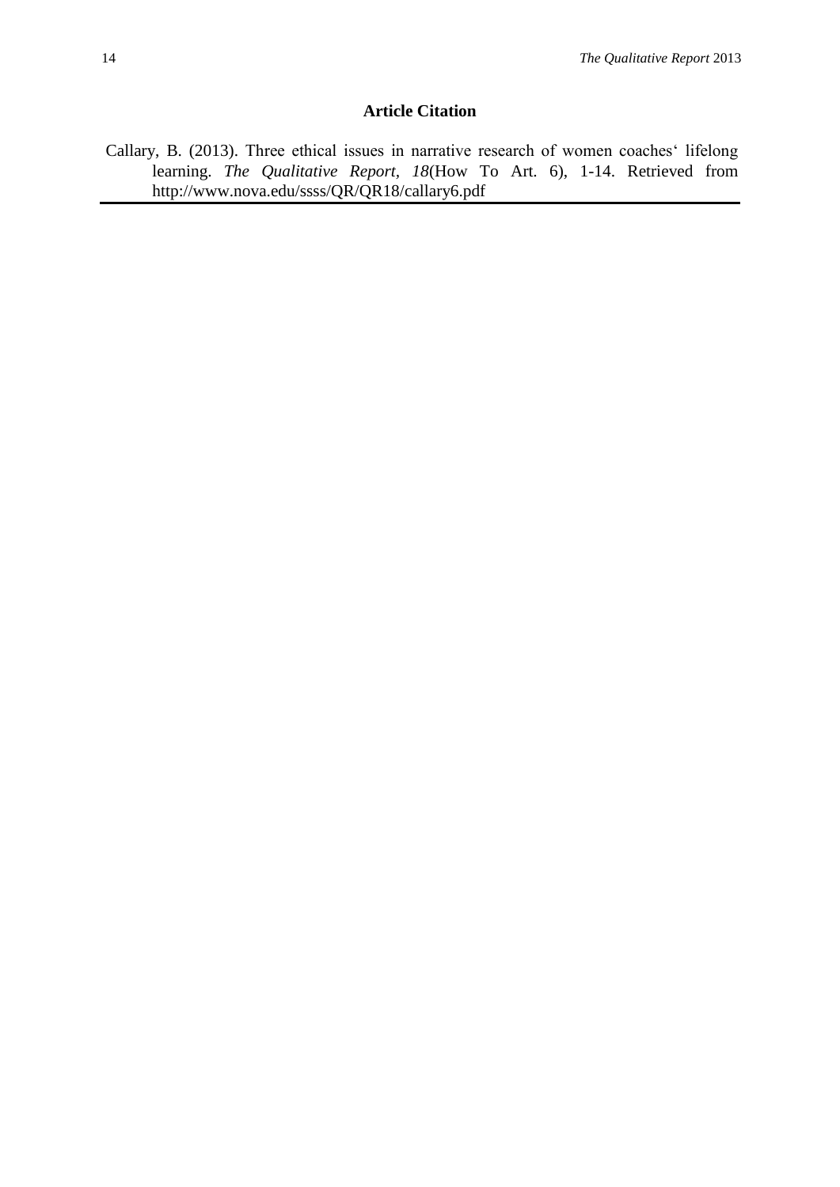### Article Citation

Callary, B. (2013). Three ethical issues in narrative research of women coaches‘ lifelong learning. *The Qualitative Report, 18*(How To Art. 6), 1-14. Retrieved from http://www.nova.edu/ssss/QR/QR18/callary6.pdf